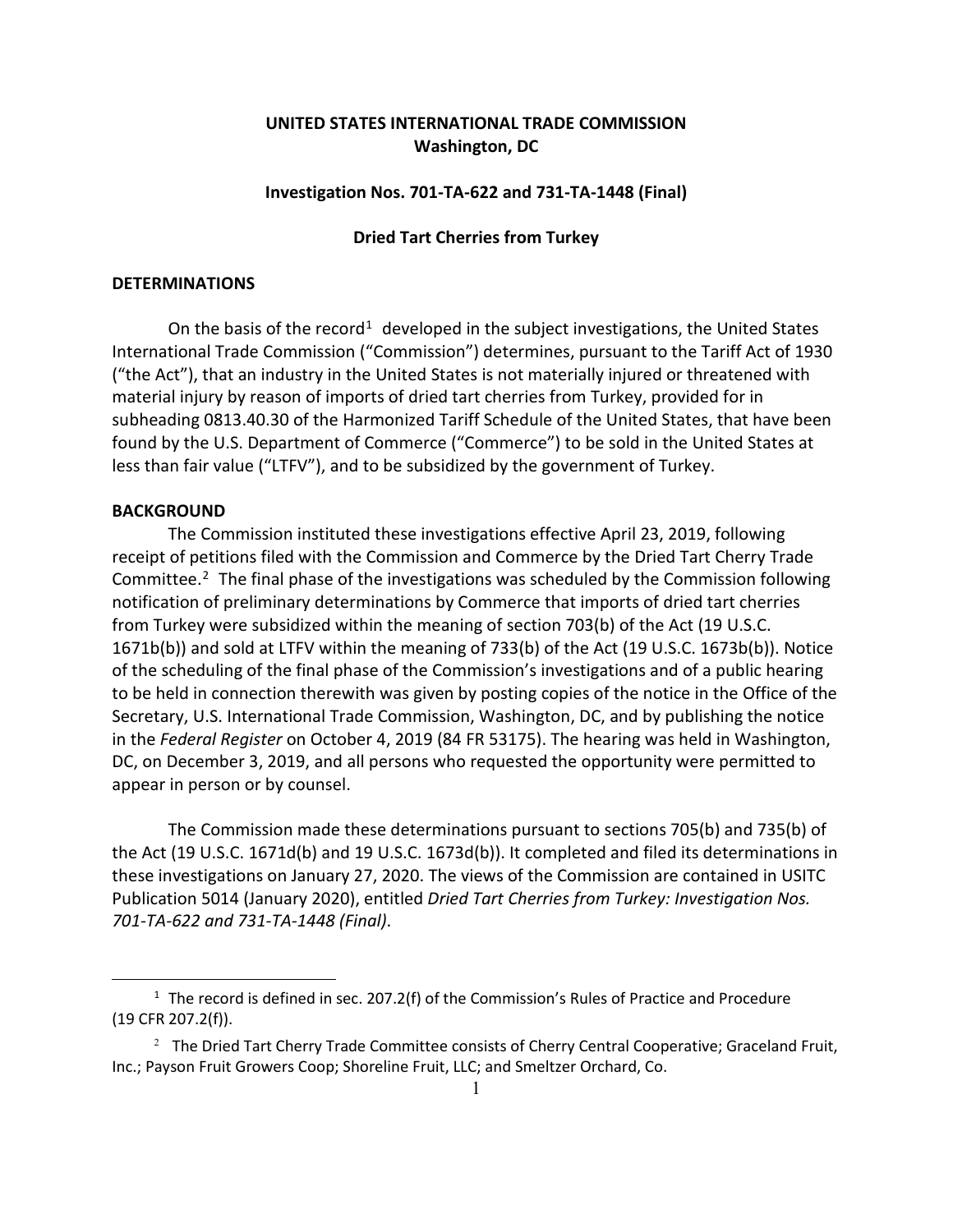**UNITED STATES INTERNATIONAL TRADE COMMISSION**
**Washington, DC**

**Investigation Nos. 701-TA-622 and 731-TA-1448 (Final)**

**Dried Tart Cherries from Turkey**

## DETERMINATIONS

On the basis of the record[1] developed in the subject investigations, the United States International Trade Commission ("Commission") determines, pursuant to the Tariff Act of 1930 ("the Act"), that an industry in the United States is not materially injured or threatened with material injury by reason of imports of dried tart cherries from Turkey, provided for in subheading 0813.40.30 of the Harmonized Tariff Schedule of the United States, that have been found by the U.S. Department of Commerce ("Commerce") to be sold in the United States at less than fair value ("LTFV"), and to be subsidized by the government of Turkey.

## BACKGROUND

The Commission instituted these investigations effective April 23, 2019, following receipt of petitions filed with the Commission and Commerce by the Dried Tart Cherry Trade Committee.[2] The final phase of the investigations was scheduled by the Commission following notification of preliminary determinations by Commerce that imports of dried tart cherries from Turkey were subsidized within the meaning of section 703(b) of the Act (19 U.S.C. 1671b(b)) and sold at LTFV within the meaning of 733(b) of the Act (19 U.S.C. 1673b(b)). Notice of the scheduling of the final phase of the Commission's investigations and of a public hearing to be held in connection therewith was given by posting copies of the notice in the Office of the Secretary, U.S. International Trade Commission, Washington, DC, and by publishing the notice in the *Federal Register* on October 4, 2019 (84 FR 53175). The hearing was held in Washington, DC, on December 3, 2019, and all persons who requested the opportunity were permitted to appear in person or by counsel.

The Commission made these determinations pursuant to sections 705(b) and 735(b) of the Act (19 U.S.C. 1671d(b) and 19 U.S.C. 1673d(b)). It completed and filed its determinations in these investigations on January 27, 2020. The views of the Commission are contained in USITC Publication 5014 (January 2020), entitled *Dried Tart Cherries from Turkey: Investigation Nos. 701-TA-622 and 731-TA-1448 (Final)*.

---

[1] The record is defined in sec. 207.2(f) of the Commission's Rules of Practice and Procedure (19 CFR 207.2(f)).

[2] The Dried Tart Cherry Trade Committee consists of Cherry Central Cooperative; Graceland Fruit, Inc.; Payson Fruit Growers Coop; Shoreline Fruit, LLC; and Smeltzer Orchard, Co.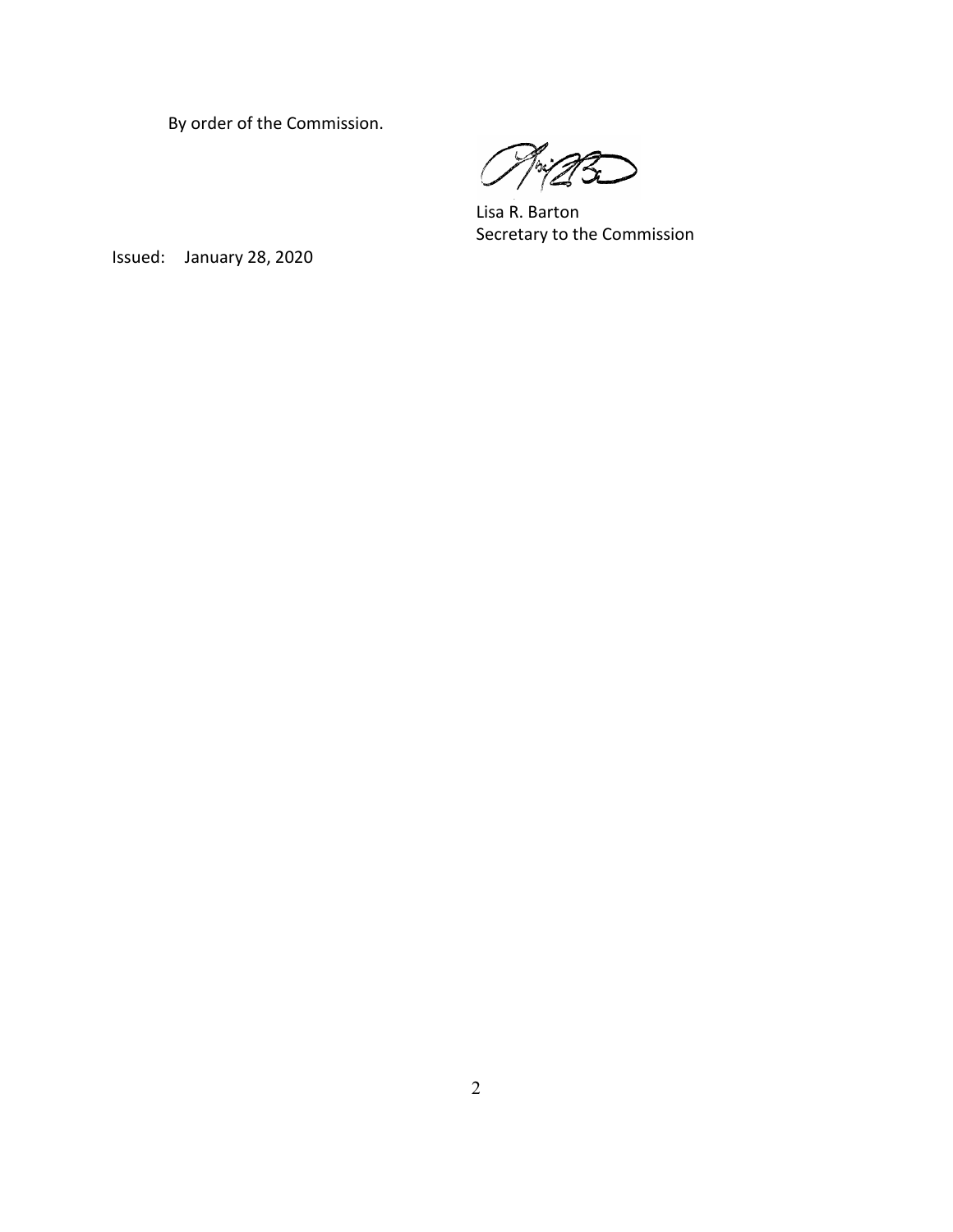By order of the Commission.

Lisa R. Barton
Secretary to the Commission

Issued: January 28, 2020